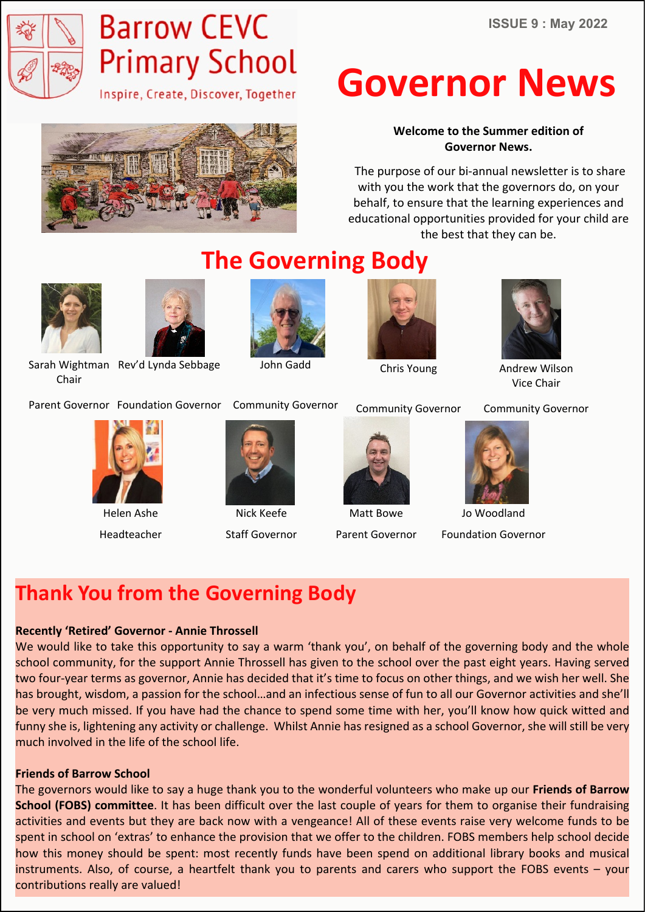ISSUE 9 : May 2022

# Barrow CEVC Primary School

Inspire, Create, Discover, Together

# Governor News

**Welcome to the Summer edition of Governor News.**

The purpose of our bi-annual newsletter is to share with you the work that the governors do, on your behalf, to ensure that the learning experiences and educational opportunities provided for your child are the best that they can be.

## The Governing Body

- Sarah Wightman, Chair – Parent Governor
- Rev'd Lynda Sebbage – Foundation Governor
- John Gadd – Community Governor
- Chris Young – Community Governor
- Andrew Wilson, Vice Chair – Community Governor
- Helen Ashe – Headteacher
- Nick Keefe – Staff Governor
- Matt Bowe – Parent Governor
- Jo Woodland – Foundation Governor

## Thank You from the Governing Body

**Recently 'Retired' Governor - Annie Throssell**

We would like to take this opportunity to say a warm 'thank you', on behalf of the governing body and the whole school community, for the support Annie Throssell has given to the school over the past eight years. Having served two four-year terms as governor, Annie has decided that it's time to focus on other things, and we wish her well. She has brought, wisdom, a passion for the school…and an infectious sense of fun to all our Governor activities and she'll be very much missed. If you have had the chance to spend some time with her, you'll know how quick witted and funny she is, lightening any activity or challenge. Whilst Annie has resigned as a school Governor, she will still be very much involved in the life of the school life.

**Friends of Barrow School**

The governors would like to say a huge thank you to the wonderful volunteers who make up our **Friends of Barrow School (FOBS) committee**. It has been difficult over the last couple of years for them to organise their fundraising activities and events but they are back now with a vengeance! All of these events raise very welcome funds to be spent in school on 'extras' to enhance the provision that we offer to the children. FOBS members help school decide how this money should be spent: most recently funds have been spend on additional library books and musical instruments. Also, of course, a heartfelt thank you to parents and carers who support the FOBS events – your contributions really are valued!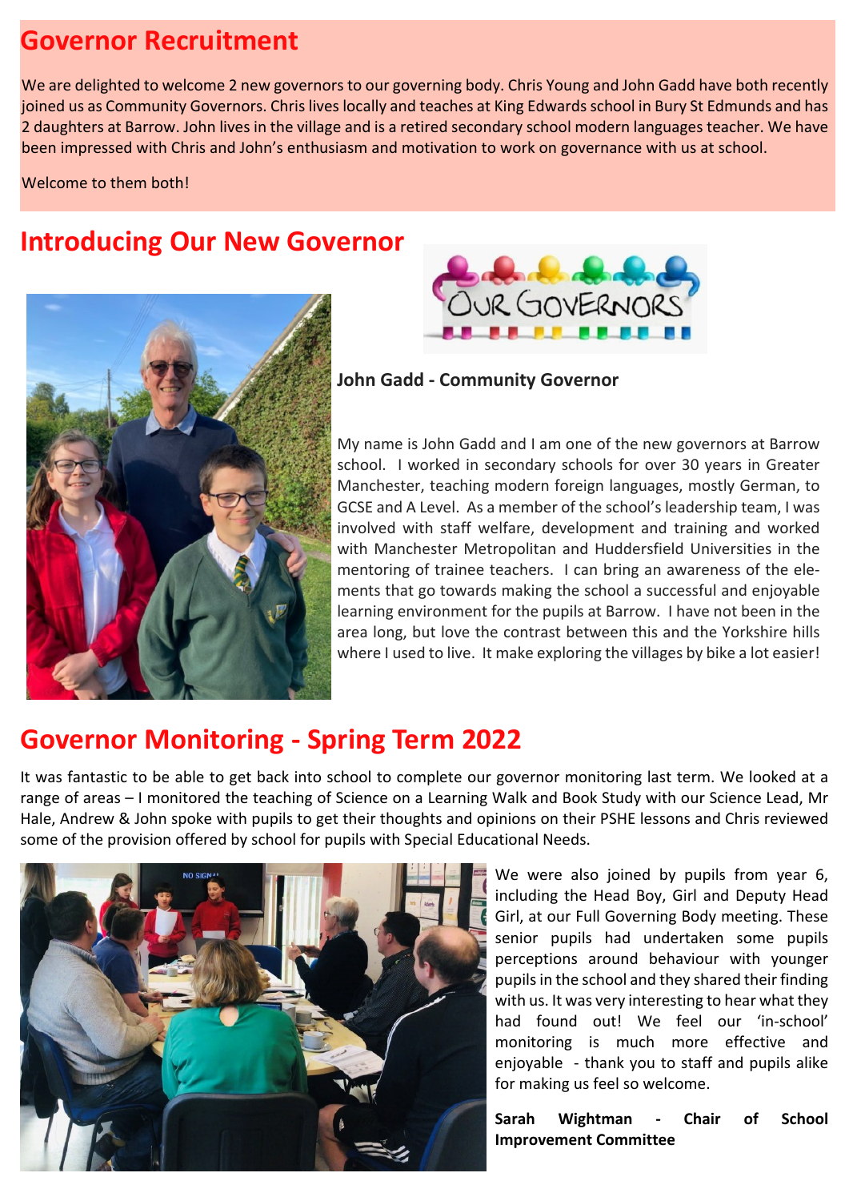## Governor Recruitment

We are delighted to welcome 2 new governors to our governing body. Chris Young and John Gadd have both recently joined us as Community Governors. Chris lives locally and teaches at King Edwards school in Bury St Edmunds and has 2 daughters at Barrow. John lives in the village and is a retired secondary school modern languages teacher. We have been impressed with Chris and John's enthusiasm and motivation to work on governance with us at school.

Welcome to them both!

## Introducing Our New Governor

**John Gadd - Community Governor**

My name is John Gadd and I am one of the new governors at Barrow school. I worked in secondary schools for over 30 years in Greater Manchester, teaching modern foreign languages, mostly German, to GCSE and A Level. As a member of the school's leadership team, I was involved with staff welfare, development and training and worked with Manchester Metropolitan and Huddersfield Universities in the mentoring of trainee teachers. I can bring an awareness of the elements that go towards making the school a successful and enjoyable learning environment for the pupils at Barrow. I have not been in the area long, but love the contrast between this and the Yorkshire hills where I used to live. It make exploring the villages by bike a lot easier!

## Governor Monitoring - Spring Term 2022

It was fantastic to be able to get back into school to complete our governor monitoring last term. We looked at a range of areas – I monitored the teaching of Science on a Learning Walk and Book Study with our Science Lead, Mr Hale, Andrew & John spoke with pupils to get their thoughts and opinions on their PSHE lessons and Chris reviewed some of the provision offered by school for pupils with Special Educational Needs.

We were also joined by pupils from year 6, including the Head Boy, Girl and Deputy Head Girl, at our Full Governing Body meeting. These senior pupils had undertaken some pupils perceptions around behaviour with younger pupils in the school and they shared their finding with us. It was very interesting to hear what they had found out! We feel our 'in-school' monitoring is much more effective and enjoyable - thank you to staff and pupils alike for making us feel so welcome.

**Sarah Wightman - Chair of School Improvement Committee**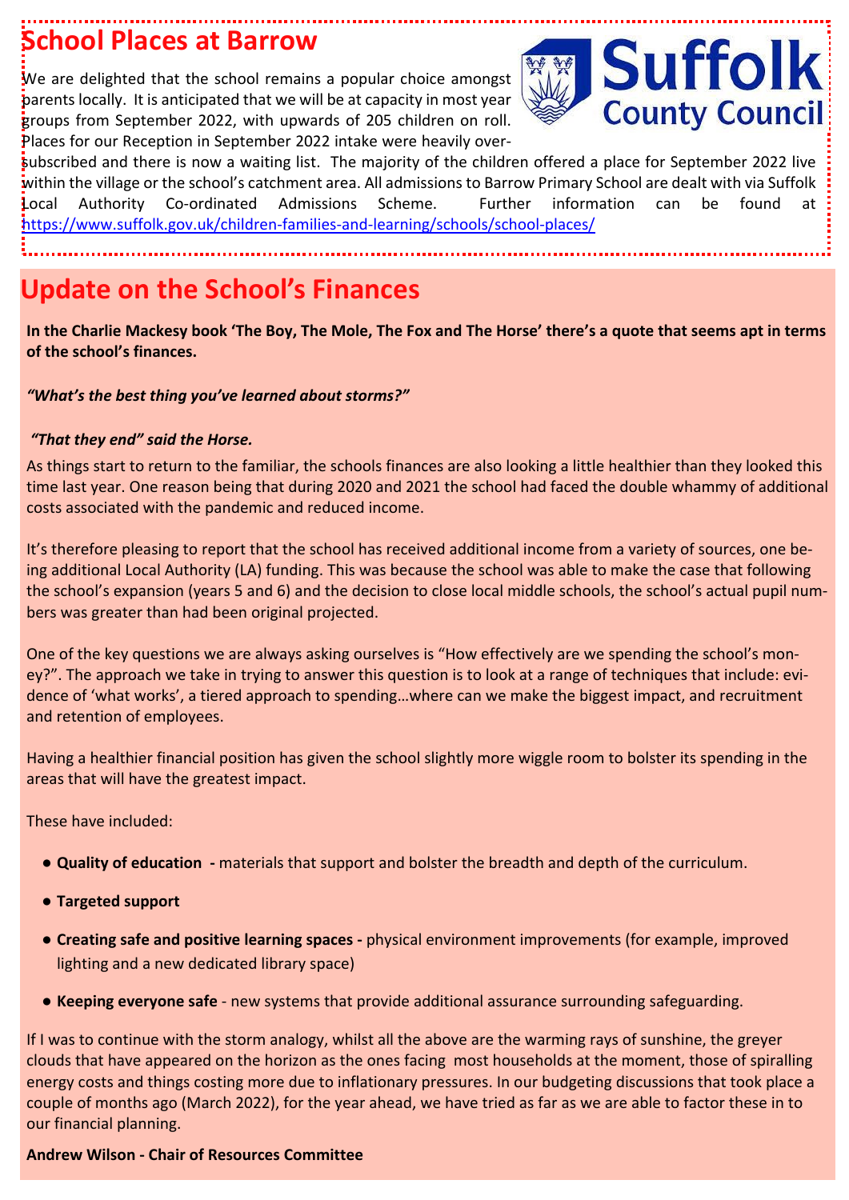# School Places at Barrow

We are delighted that the school remains a popular choice amongst parents locally. It is anticipated that we will be at capacity in most year groups from September 2022, with upwards of 205 children on roll. Places for our Reception in September 2022 intake were heavily over-subscribed and there is now a waiting list. The majority of the children offered a place for September 2022 live within the village or the school's catchment area. All admissions to Barrow Primary School are dealt with via Suffolk Local Authority Co-ordinated Admissions Scheme. Further information can be found at https://www.suffolk.gov.uk/children-families-and-learning/schools/school-places/

# Update on the School's Finances

**In the Charlie Mackesy book 'The Boy, The Mole, The Fox and The Horse' there's a quote that seems apt in terms of the school's finances.**

***"What's the best thing you've learned about storms?"***

***"That they end" said the Horse.***

As things start to return to the familiar, the schools finances are also looking a little healthier than they looked this time last year. One reason being that during 2020 and 2021 the school had faced the double whammy of additional costs associated with the pandemic and reduced income.

It's therefore pleasing to report that the school has received additional income from a variety of sources, one being additional Local Authority (LA) funding. This was because the school was able to make the case that following the school's expansion (years 5 and 6) and the decision to close local middle schools, the school's actual pupil numbers was greater than had been original projected.

One of the key questions we are always asking ourselves is "How effectively are we spending the school's money?". The approach we take in trying to answer this question is to look at a range of techniques that include: evidence of 'what works', a tiered approach to spending…where can we make the biggest impact, and recruitment and retention of employees.

Having a healthier financial position has given the school slightly more wiggle room to bolster its spending in the areas that will have the greatest impact.

These have included:

- **Quality of education** - materials that support and bolster the breadth and depth of the curriculum.
- **Targeted support**
- **Creating safe and positive learning spaces** - physical environment improvements (for example, improved lighting and a new dedicated library space)
- **Keeping everyone safe** - new systems that provide additional assurance surrounding safeguarding.

If I was to continue with the storm analogy, whilst all the above are the warming rays of sunshine, the greyer clouds that have appeared on the horizon as the ones facing most households at the moment, those of spiralling energy costs and things costing more due to inflationary pressures. In our budgeting discussions that took place a couple of months ago (March 2022), for the year ahead, we have tried as far as we are able to factor these in to our financial planning.

**Andrew Wilson - Chair of Resources Committee**